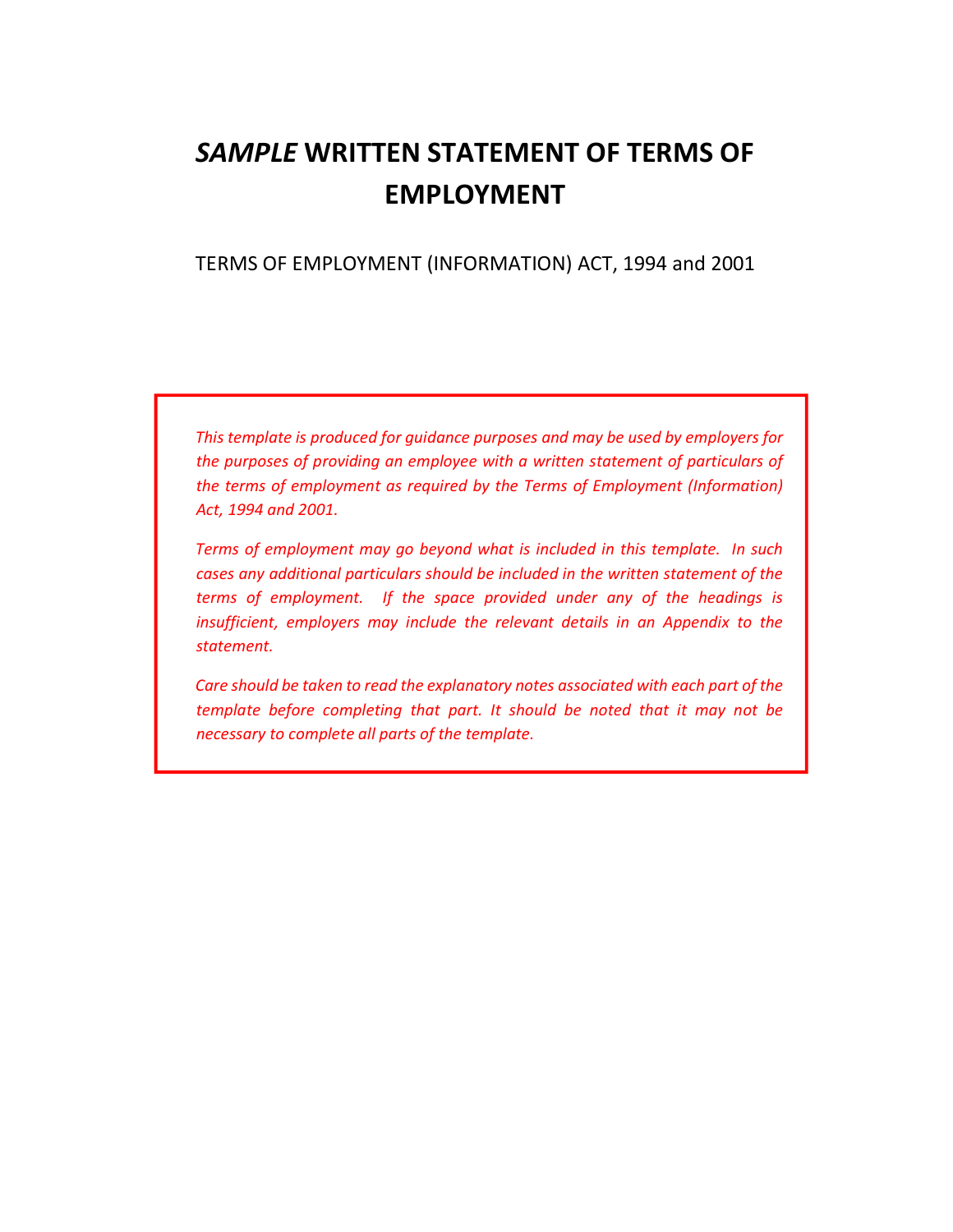# *SAMPLE* WRITTEN STATEMENT OF TERMS OF EMPLOYMENT

TERMS OF EMPLOYMENT (INFORMATION) ACT, 1994 and 2001

*This template is produced for guidance purposes and may be used by employers for the purposes of providing an employee with a written statement of particulars of the terms of employment as required by the Terms of Employment (Information) Act, 1994 and 2001.*

*Terms of employment may go beyond what is included in this template. In such cases any additional particulars should be included in the written statement of the terms of employment. If the space provided under any of the headings is insufficient, employers may include the relevant details in an Appendix to the statement.*

*Care should be taken to read the explanatory notes associated with each part of the template before completing that part. It should be noted that it may not be necessary to complete all parts of the template.*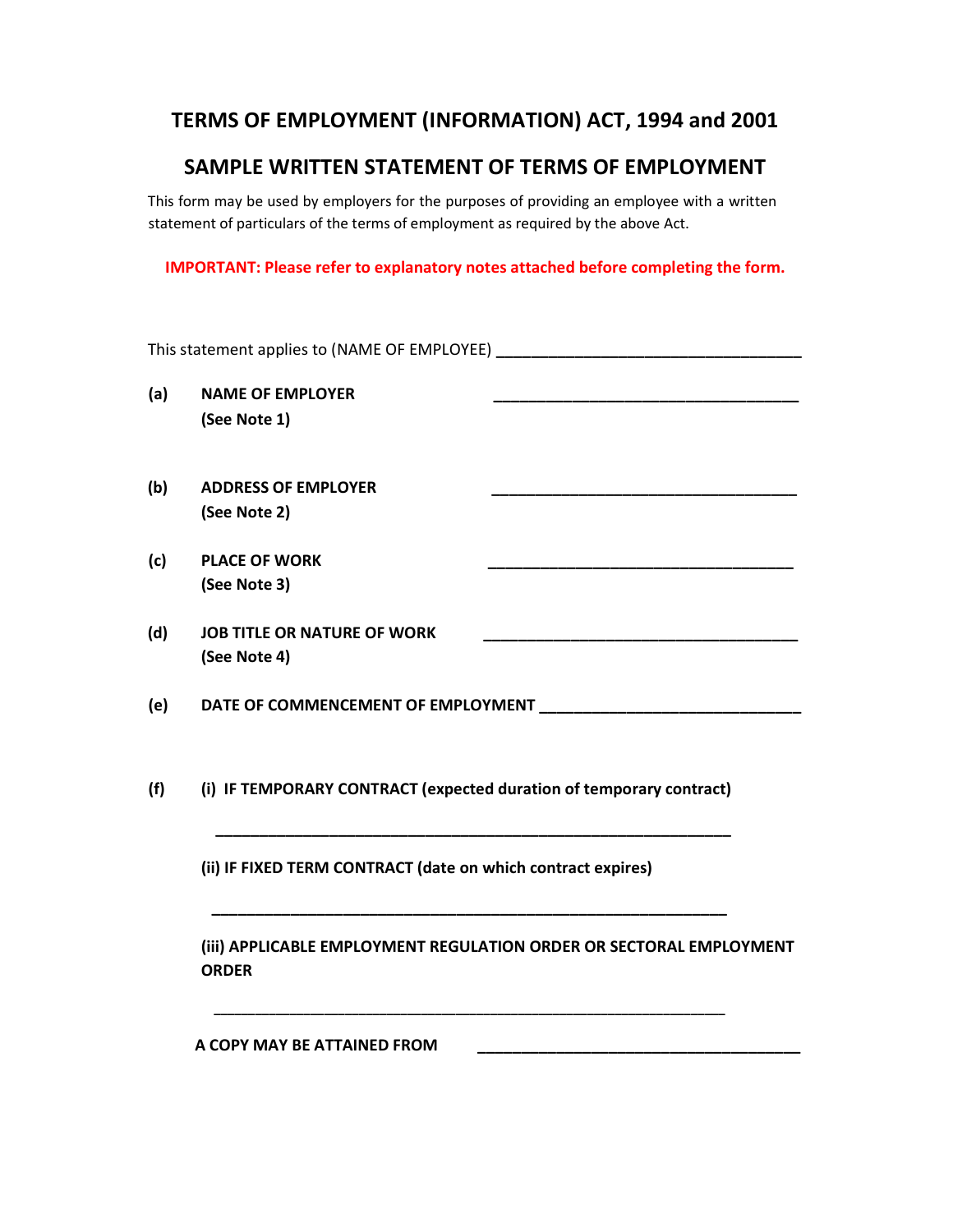# TERMS OF EMPLOYMENT (INFORMATION) ACT, 1994 and 2001

## SAMPLE WRITTEN STATEMENT OF TERMS OF EMPLOYMENT

This form may be used by employers for the purposes of providing an employee with a written statement of particulars of the terms of employment as required by the above Act.

**IMPORTANT: Please refer to explanatory notes attached before completing the form.**

This statement applies to (NAME OF EMPLOYEE) ___________________________________

**(a) NAME OF EMPLOYER** ___________________________________
**(See Note 1)**

**(b) ADDRESS OF EMPLOYER** ___________________________________
**(See Note 2)**

**(c) PLACE OF WORK** ___________________________________
**(See Note 3)**

**(d) JOB TITLE OR NATURE OF WORK** ___________________________________
**(See Note 4)**

**(e) DATE OF COMMENCEMENT OF EMPLOYMENT** ___________________________

**(f) (i) IF TEMPORARY CONTRACT (expected duration of temporary contract)**

___________________________________________________________

**(ii) IF FIXED TERM CONTRACT (date on which contract expires)**

___________________________________________________________

**(iii) APPLICABLE EMPLOYMENT REGULATION ORDER OR SECTORAL EMPLOYMENT ORDER**

___________________________________________________________

**A COPY MAY BE ATTAINED FROM** ___________________________________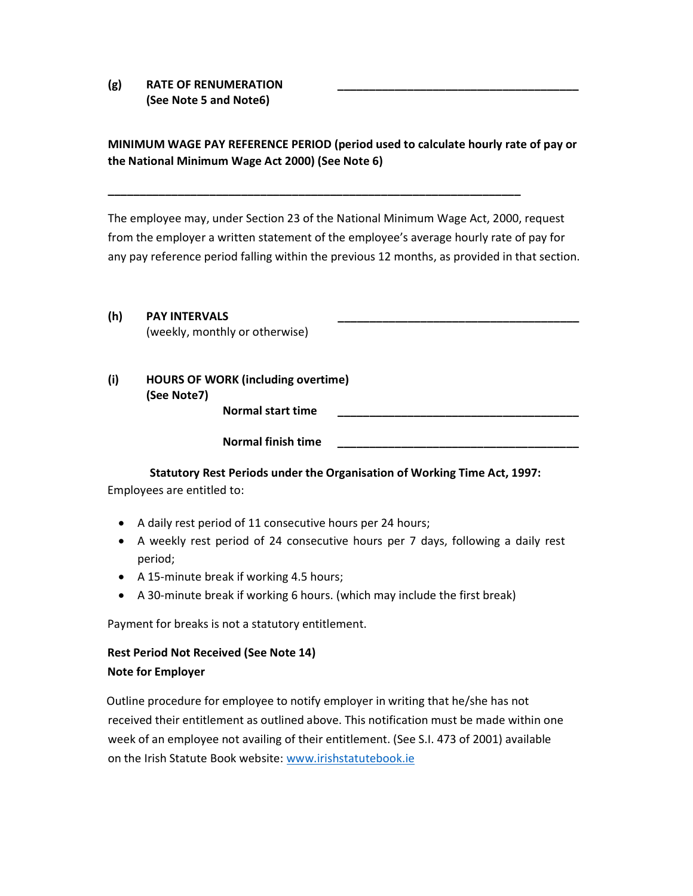**(g) RATE OF RENUMERATION** \_\_\_\_\_\_\_\_\_\_\_\_\_\_\_\_\_\_\_\_\_\_\_\_\_\_\_\_\_\_\_\_\_\_\_\_\_\_
**(See Note 5 and Note6)**

**MINIMUM WAGE PAY REFERENCE PERIOD (period used to calculate hourly rate of pay or the National Minimum Wage Act 2000) (See Note 6)**

\_\_\_\_\_\_\_\_\_\_\_\_\_\_\_\_\_\_\_\_\_\_\_\_\_\_\_\_\_\_\_\_\_\_\_\_\_\_\_\_\_\_\_\_\_\_\_\_\_\_\_\_\_\_\_\_\_\_\_\_\_\_\_\_

The employee may, under Section 23 of the National Minimum Wage Act, 2000, request from the employer a written statement of the employee's average hourly rate of pay for any pay reference period falling within the previous 12 months, as provided in that section.

**(h) PAY INTERVALS** \_\_\_\_\_\_\_\_\_\_\_\_\_\_\_\_\_\_\_\_\_\_\_\_\_\_\_\_\_\_\_\_\_\_\_\_\_\_
(weekly, monthly or otherwise)

**(i) HOURS OF WORK (including overtime)**
**(See Note7)**

**Normal start time** \_\_\_\_\_\_\_\_\_\_\_\_\_\_\_\_\_\_\_\_\_\_\_\_\_\_\_\_\_\_\_\_\_\_\_\_\_\_

**Normal finish time** \_\_\_\_\_\_\_\_\_\_\_\_\_\_\_\_\_\_\_\_\_\_\_\_\_\_\_\_\_\_\_\_\_\_\_\_\_\_

**Statutory Rest Periods under the Organisation of Working Time Act, 1997:**

Employees are entitled to:

- A daily rest period of 11 consecutive hours per 24 hours;
- A weekly rest period of 24 consecutive hours per 7 days, following a daily rest period;
- A 15-minute break if working 4.5 hours;
- A 30-minute break if working 6 hours. (which may include the first break)

Payment for breaks is not a statutory entitlement.

**Rest Period Not Received (See Note 14)**
**Note for Employer**

Outline procedure for employee to notify employer in writing that he/she has not received their entitlement as outlined above. This notification must be made within one week of an employee not availing of their entitlement. (See S.I. 473 of 2001) available on the Irish Statute Book website: www.irishstatutebook.ie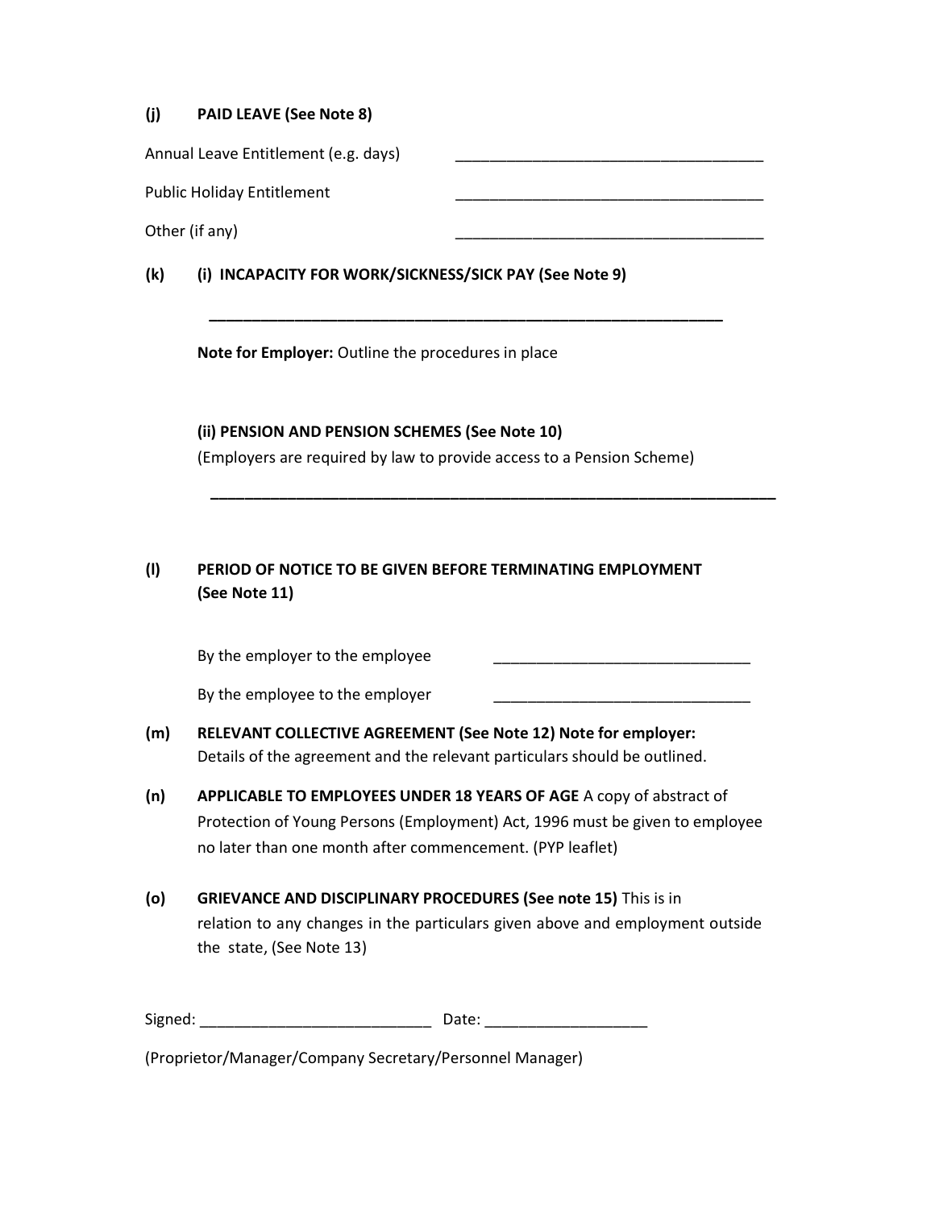**(j) PAID LEAVE (See Note 8)**

Annual Leave Entitlement (e.g. days) ______________________________________

Public Holiday Entitlement ______________________________________

Other (if any) ______________________________________

**(k) (i) INCAPACITY FOR WORK/SICKNESS/SICK PAY (See Note 9)**

______________________________________________________________

**Note for Employer:** Outline the procedures in place

**(ii) PENSION AND PENSION SCHEMES (See Note 10)**

(Employers are required by law to provide access to a Pension Scheme)

____________________________________________________________________

**(l) PERIOD OF NOTICE TO BE GIVEN BEFORE TERMINATING EMPLOYMENT (See Note 11)**

By the employer to the employee ______________________________

By the employee to the employer ______________________________

**(m) RELEVANT COLLECTIVE AGREEMENT (See Note 12) Note for employer:** Details of the agreement and the relevant particulars should be outlined.

**(n) APPLICABLE TO EMPLOYEES UNDER 18 YEARS OF AGE** A copy of abstract of Protection of Young Persons (Employment) Act, 1996 must be given to employee no later than one month after commencement. (PYP leaflet)

**(o) GRIEVANCE AND DISCIPLINARY PROCEDURES (See note 15)** This is in relation to any changes in the particulars given above and employment outside the state, (See Note 13)

Signed: __________________________ Date: __________________

(Proprietor/Manager/Company Secretary/Personnel Manager)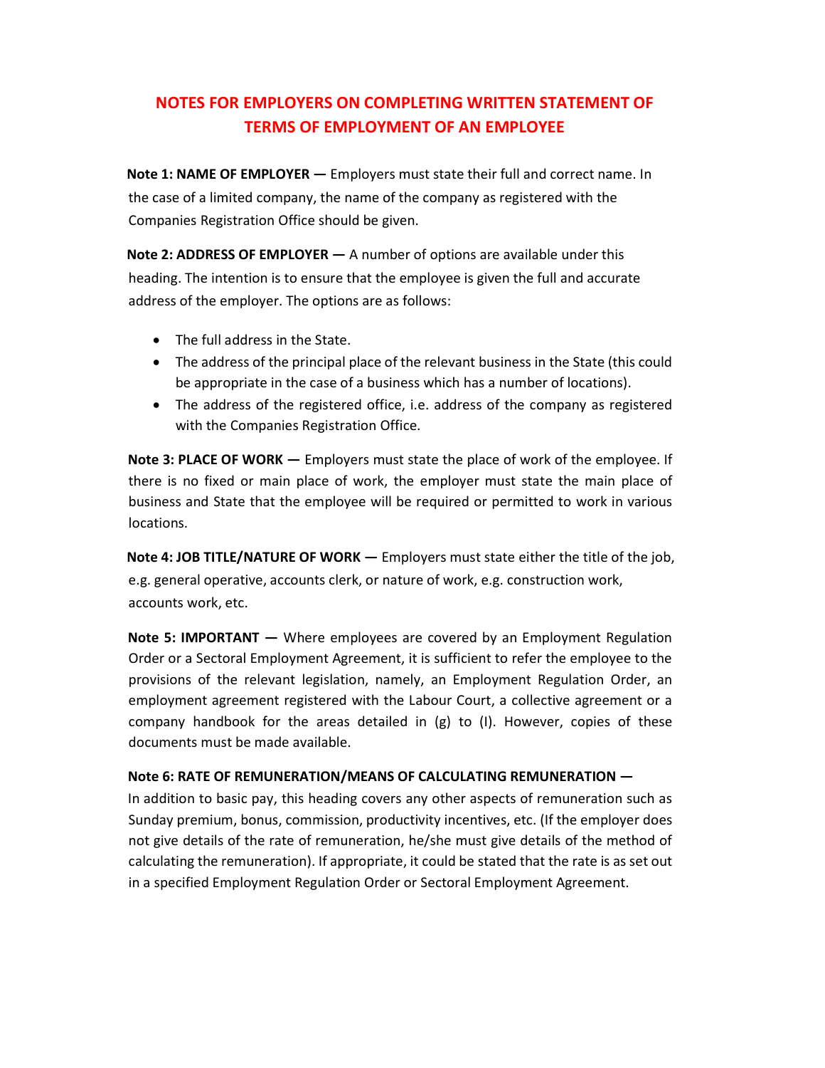# NOTES FOR EMPLOYERS ON COMPLETING WRITTEN STATEMENT OF TERMS OF EMPLOYMENT OF AN EMPLOYEE

**Note 1: NAME OF EMPLOYER —** Employers must state their full and correct name. In the case of a limited company, the name of the company as registered with the Companies Registration Office should be given.

**Note 2: ADDRESS OF EMPLOYER —** A number of options are available under this heading. The intention is to ensure that the employee is given the full and accurate address of the employer. The options are as follows:

- The full address in the State.
- The address of the principal place of the relevant business in the State (this could be appropriate in the case of a business which has a number of locations).
- The address of the registered office, i.e. address of the company as registered with the Companies Registration Office.

**Note 3: PLACE OF WORK —** Employers must state the place of work of the employee. If there is no fixed or main place of work, the employer must state the main place of business and State that the employee will be required or permitted to work in various locations.

**Note 4: JOB TITLE/NATURE OF WORK —** Employers must state either the title of the job, e.g. general operative, accounts clerk, or nature of work, e.g. construction work, accounts work, etc.

**Note 5: IMPORTANT —** Where employees are covered by an Employment Regulation Order or a Sectoral Employment Agreement, it is sufficient to refer the employee to the provisions of the relevant legislation, namely, an Employment Regulation Order, an employment agreement registered with the Labour Court, a collective agreement or a company handbook for the areas detailed in (g) to (I). However, copies of these documents must be made available.

**Note 6: RATE OF REMUNERATION/MEANS OF CALCULATING REMUNERATION —** In addition to basic pay, this heading covers any other aspects of remuneration such as Sunday premium, bonus, commission, productivity incentives, etc. (If the employer does not give details of the rate of remuneration, he/she must give details of the method of calculating the remuneration). If appropriate, it could be stated that the rate is as set out in a specified Employment Regulation Order or Sectoral Employment Agreement.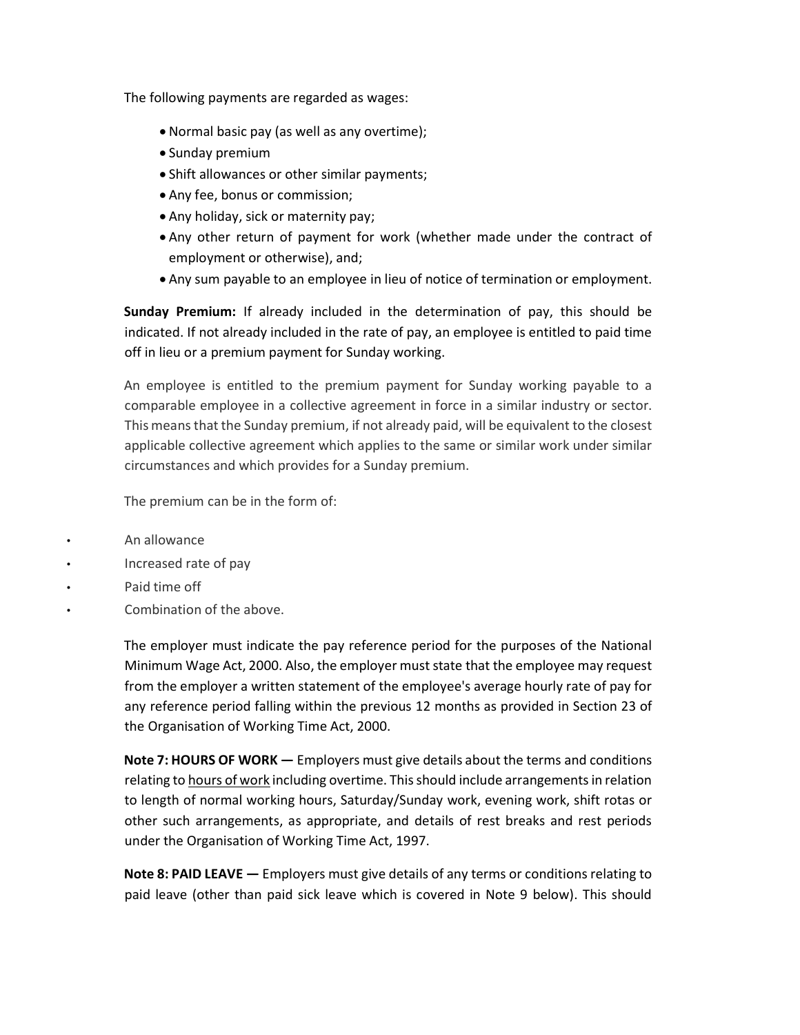The following payments are regarded as wages:

- Normal basic pay (as well as any overtime);
- Sunday premium
- Shift allowances or other similar payments;
- Any fee, bonus or commission;
- Any holiday, sick or maternity pay;
- Any other return of payment for work (whether made under the contract of employment or otherwise), and;
- Any sum payable to an employee in lieu of notice of termination or employment.

**Sunday Premium:** If already included in the determination of pay, this should be indicated. If not already included in the rate of pay, an employee is entitled to paid time off in lieu or a premium payment for Sunday working.

An employee is entitled to the premium payment for Sunday working payable to a comparable employee in a collective agreement in force in a similar industry or sector. This means that the Sunday premium, if not already paid, will be equivalent to the closest applicable collective agreement which applies to the same or similar work under similar circumstances and which provides for a Sunday premium.

The premium can be in the form of:

- An allowance
- Increased rate of pay
- Paid time off
- Combination of the above.

The employer must indicate the pay reference period for the purposes of the National Minimum Wage Act, 2000. Also, the employer must state that the employee may request from the employer a written statement of the employee's average hourly rate of pay for any reference period falling within the previous 12 months as provided in Section 23 of the Organisation of Working Time Act, 2000.

**Note 7: HOURS OF WORK —** Employers must give details about the terms and conditions relating to hours of work including overtime. This should include arrangements in relation to length of normal working hours, Saturday/Sunday work, evening work, shift rotas or other such arrangements, as appropriate, and details of rest breaks and rest periods under the Organisation of Working Time Act, 1997.

**Note 8: PAID LEAVE —** Employers must give details of any terms or conditions relating to paid leave (other than paid sick leave which is covered in Note 9 below). This should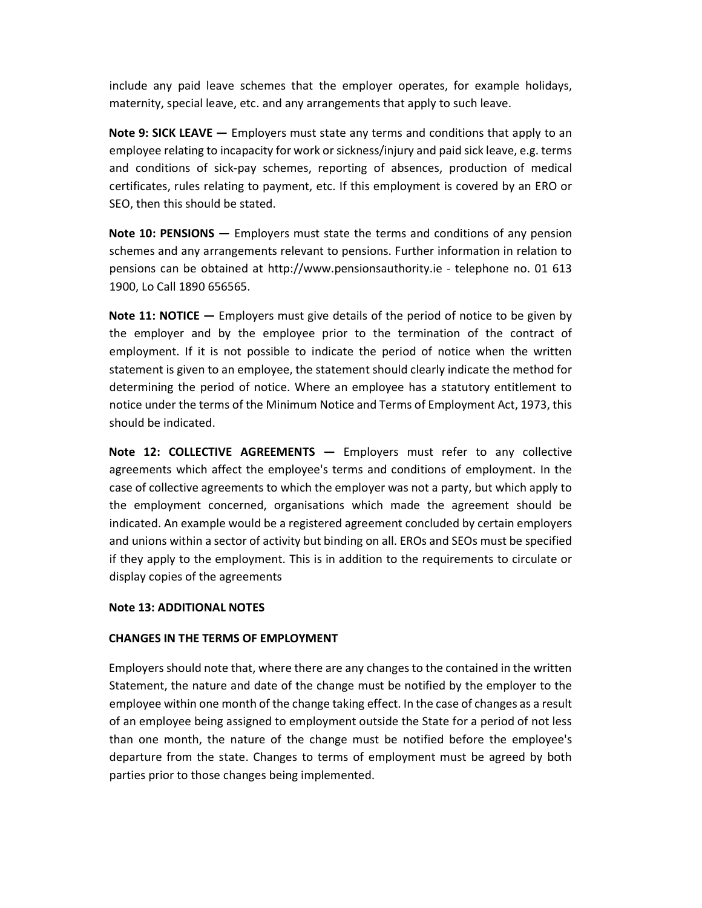include any paid leave schemes that the employer operates, for example holidays, maternity, special leave, etc. and any arrangements that apply to such leave.

**Note 9: SICK LEAVE —** Employers must state any terms and conditions that apply to an employee relating to incapacity for work or sickness/injury and paid sick leave, e.g. terms and conditions of sick-pay schemes, reporting of absences, production of medical certificates, rules relating to payment, etc. If this employment is covered by an ERO or SEO, then this should be stated.

**Note 10: PENSIONS —** Employers must state the terms and conditions of any pension schemes and any arrangements relevant to pensions. Further information in relation to pensions can be obtained at http://www.pensionsauthority.ie - telephone no. 01 613 1900, Lo Call 1890 656565.

**Note 11: NOTICE —** Employers must give details of the period of notice to be given by the employer and by the employee prior to the termination of the contract of employment. If it is not possible to indicate the period of notice when the written statement is given to an employee, the statement should clearly indicate the method for determining the period of notice. Where an employee has a statutory entitlement to notice under the terms of the Minimum Notice and Terms of Employment Act, 1973, this should be indicated.

**Note 12: COLLECTIVE AGREEMENTS —** Employers must refer to any collective agreements which affect the employee's terms and conditions of employment. In the case of collective agreements to which the employer was not a party, but which apply to the employment concerned, organisations which made the agreement should be indicated. An example would be a registered agreement concluded by certain employers and unions within a sector of activity but binding on all. EROs and SEOs must be specified if they apply to the employment. This is in addition to the requirements to circulate or display copies of the agreements

**Note 13: ADDITIONAL NOTES**

**CHANGES IN THE TERMS OF EMPLOYMENT**

Employers should note that, where there are any changes to the contained in the written Statement, the nature and date of the change must be notified by the employer to the employee within one month of the change taking effect. In the case of changes as a result of an employee being assigned to employment outside the State for a period of not less than one month, the nature of the change must be notified before the employee's departure from the state. Changes to terms of employment must be agreed by both parties prior to those changes being implemented.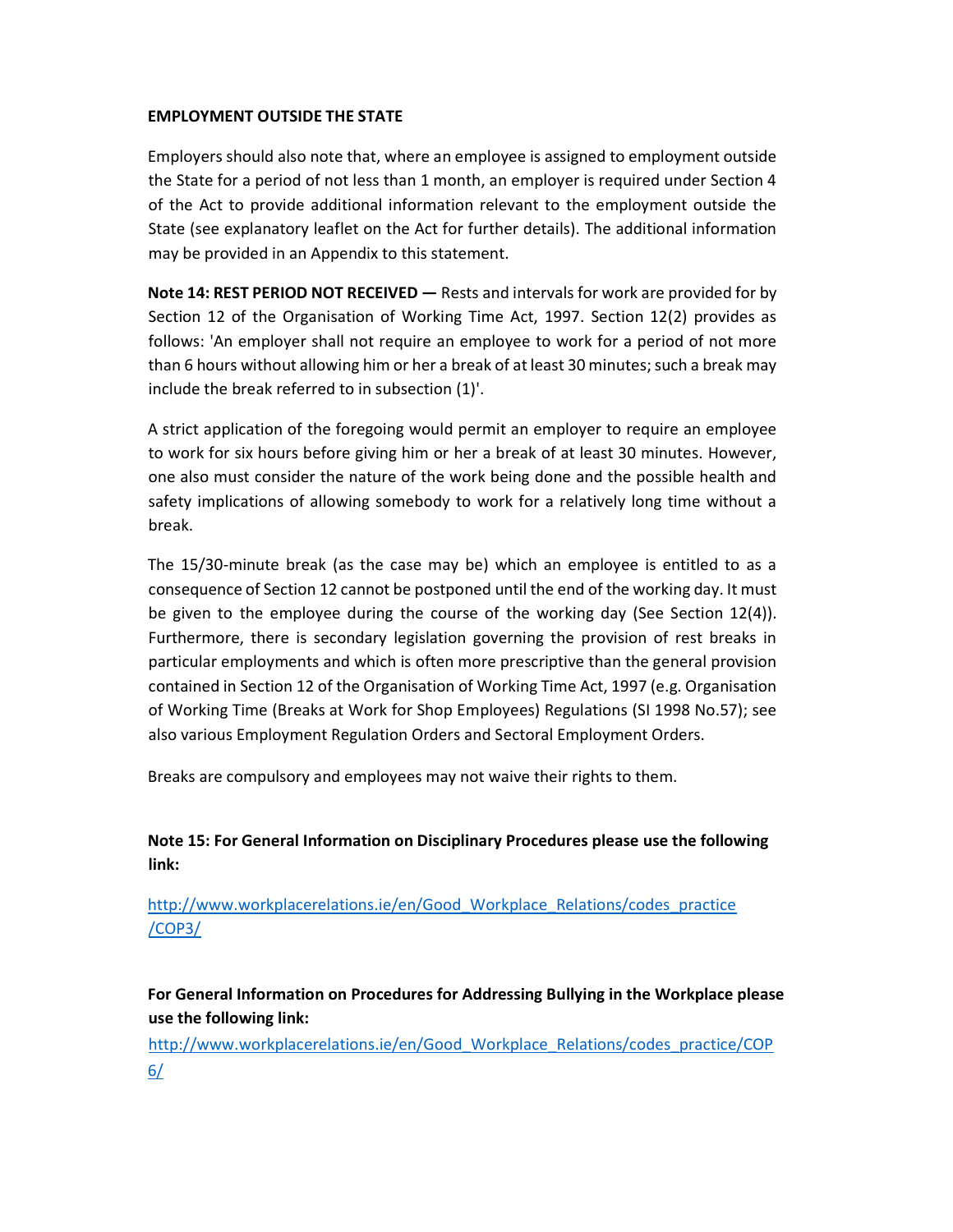**EMPLOYMENT OUTSIDE THE STATE**

Employers should also note that, where an employee is assigned to employment outside the State for a period of not less than 1 month, an employer is required under Section 4 of the Act to provide additional information relevant to the employment outside the State (see explanatory leaflet on the Act for further details). The additional information may be provided in an Appendix to this statement.

**Note 14: REST PERIOD NOT RECEIVED —** Rests and intervals for work are provided for by Section 12 of the Organisation of Working Time Act, 1997. Section 12(2) provides as follows: 'An employer shall not require an employee to work for a period of not more than 6 hours without allowing him or her a break of at least 30 minutes; such a break may include the break referred to in subsection (1)'.

A strict application of the foregoing would permit an employer to require an employee to work for six hours before giving him or her a break of at least 30 minutes. However, one also must consider the nature of the work being done and the possible health and safety implications of allowing somebody to work for a relatively long time without a break.

The 15/30-minute break (as the case may be) which an employee is entitled to as a consequence of Section 12 cannot be postponed until the end of the working day. It must be given to the employee during the course of the working day (See Section 12(4)). Furthermore, there is secondary legislation governing the provision of rest breaks in particular employments and which is often more prescriptive than the general provision contained in Section 12 of the Organisation of Working Time Act, 1997 (e.g. Organisation of Working Time (Breaks at Work for Shop Employees) Regulations (SI 1998 No.57); see also various Employment Regulation Orders and Sectoral Employment Orders.

Breaks are compulsory and employees may not waive their rights to them.

**Note 15: For General Information on Disciplinary Procedures please use the following link:**

http://www.workplacerelations.ie/en/Good_Workplace_Relations/codes_practice/COP3/

**For General Information on Procedures for Addressing Bullying in the Workplace please use the following link:**

http://www.workplacerelations.ie/en/Good_Workplace_Relations/codes_practice/COP6/